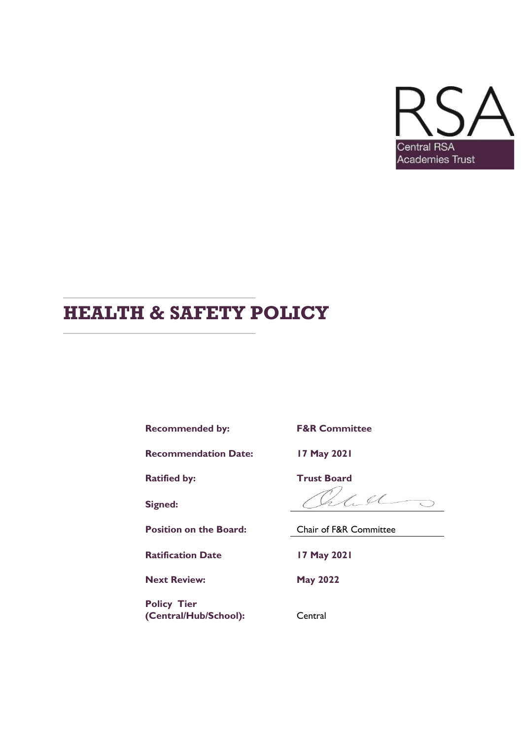RSA

Central RSA Academies Trust

# HEALTH & SAFETY POLICY

| | |
|---|---|
| **Recommended by:** | **F&R Committee** |
| **Recommendation Date:** | **17 May 2021** |
| **Ratified by:** | **Trust Board** |
| **Signed:** | |
| **Position on the Board:** | Chair of F&R Committee |
| **Ratification Date** | **17 May 2021** |
| **Next Review:** | **May 2022** |
| **Policy Tier (Central/Hub/School):** | Central |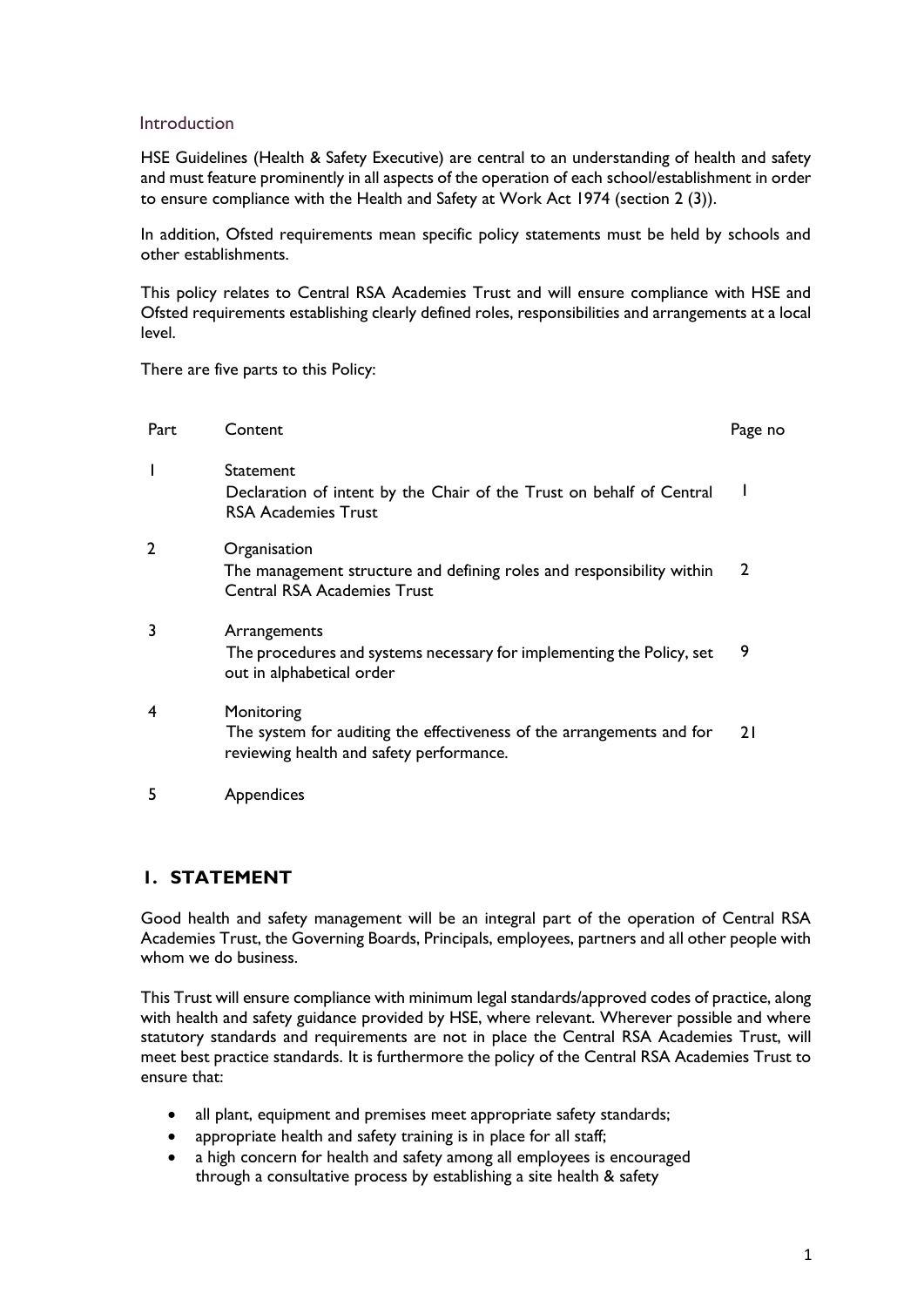## Introduction

HSE Guidelines (Health & Safety Executive) are central to an understanding of health and safety and must feature prominently in all aspects of the operation of each school/establishment in order to ensure compliance with the Health and Safety at Work Act 1974 (section 2 (3)).

In addition, Ofsted requirements mean specific policy statements must be held by schools and other establishments.

This policy relates to Central RSA Academies Trust and will ensure compliance with HSE and Ofsted requirements establishing clearly defined roles, responsibilities and arrangements at a local level.

There are five parts to this Policy:

| Part | Content | Page no |
|---|---|---|
| 1 | Statement<br>Declaration of intent by the Chair of the Trust on behalf of Central RSA Academies Trust | 1 |
| 2 | Organisation<br>The management structure and defining roles and responsibility within Central RSA Academies Trust | 2 |
| 3 | Arrangements<br>The procedures and systems necessary for implementing the Policy, set out in alphabetical order | 9 |
| 4 | Monitoring<br>The system for auditing the effectiveness of the arrangements and for reviewing health and safety performance. | 21 |
| 5 | Appendices | |

## 1. STATEMENT

Good health and safety management will be an integral part of the operation of Central RSA Academies Trust, the Governing Boards, Principals, employees, partners and all other people with whom we do business.

This Trust will ensure compliance with minimum legal standards/approved codes of practice, along with health and safety guidance provided by HSE, where relevant. Wherever possible and where statutory standards and requirements are not in place the Central RSA Academies Trust, will meet best practice standards. It is furthermore the policy of the Central RSA Academies Trust to ensure that:

- all plant, equipment and premises meet appropriate safety standards;
- appropriate health and safety training is in place for all staff;
- a high concern for health and safety among all employees is encouraged through a consultative process by establishing a site health & safety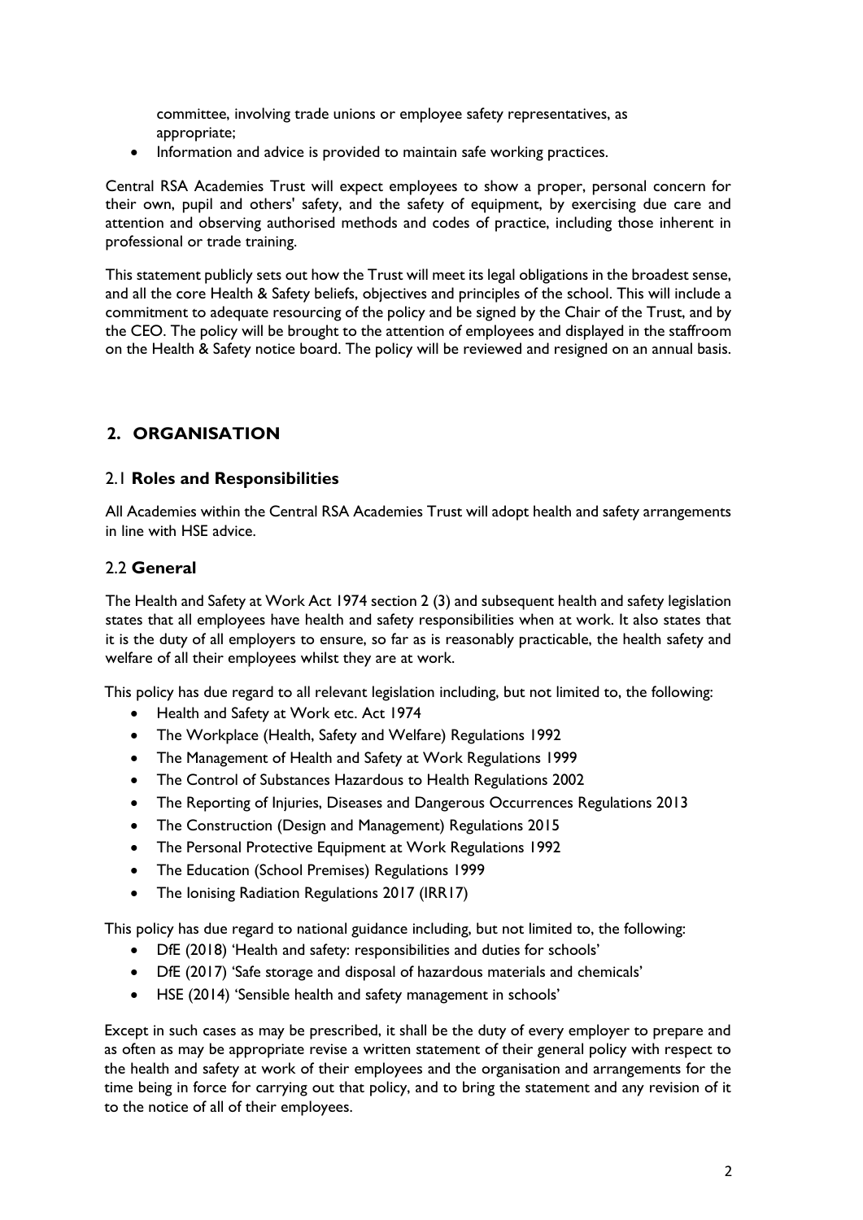committee, involving trade unions or employee safety representatives, as appropriate;

- Information and advice is provided to maintain safe working practices.

Central RSA Academies Trust will expect employees to show a proper, personal concern for their own, pupil and others' safety, and the safety of equipment, by exercising due care and attention and observing authorised methods and codes of practice, including those inherent in professional or trade training.

This statement publicly sets out how the Trust will meet its legal obligations in the broadest sense, and all the core Health & Safety beliefs, objectives and principles of the school. This will include a commitment to adequate resourcing of the policy and be signed by the Chair of the Trust, and by the CEO. The policy will be brought to the attention of employees and displayed in the staffroom on the Health & Safety notice board. The policy will be reviewed and resigned on an annual basis.

## 2. ORGANISATION

### 2.1 Roles and Responsibilities

All Academies within the Central RSA Academies Trust will adopt health and safety arrangements in line with HSE advice.

### 2.2 General

The Health and Safety at Work Act 1974 section 2 (3) and subsequent health and safety legislation states that all employees have health and safety responsibilities when at work. It also states that it is the duty of all employers to ensure, so far as is reasonably practicable, the health safety and welfare of all their employees whilst they are at work.

This policy has due regard to all relevant legislation including, but not limited to, the following:

- Health and Safety at Work etc. Act 1974
- The Workplace (Health, Safety and Welfare) Regulations 1992
- The Management of Health and Safety at Work Regulations 1999
- The Control of Substances Hazardous to Health Regulations 2002
- The Reporting of Injuries, Diseases and Dangerous Occurrences Regulations 2013
- The Construction (Design and Management) Regulations 2015
- The Personal Protective Equipment at Work Regulations 1992
- The Education (School Premises) Regulations 1999
- The Ionising Radiation Regulations 2017 (IRR17)

This policy has due regard to national guidance including, but not limited to, the following:

- DfE (2018) 'Health and safety: responsibilities and duties for schools'
- DfE (2017) 'Safe storage and disposal of hazardous materials and chemicals'
- HSE (2014) 'Sensible health and safety management in schools'

Except in such cases as may be prescribed, it shall be the duty of every employer to prepare and as often as may be appropriate revise a written statement of their general policy with respect to the health and safety at work of their employees and the organisation and arrangements for the time being in force for carrying out that policy, and to bring the statement and any revision of it to the notice of all of their employees.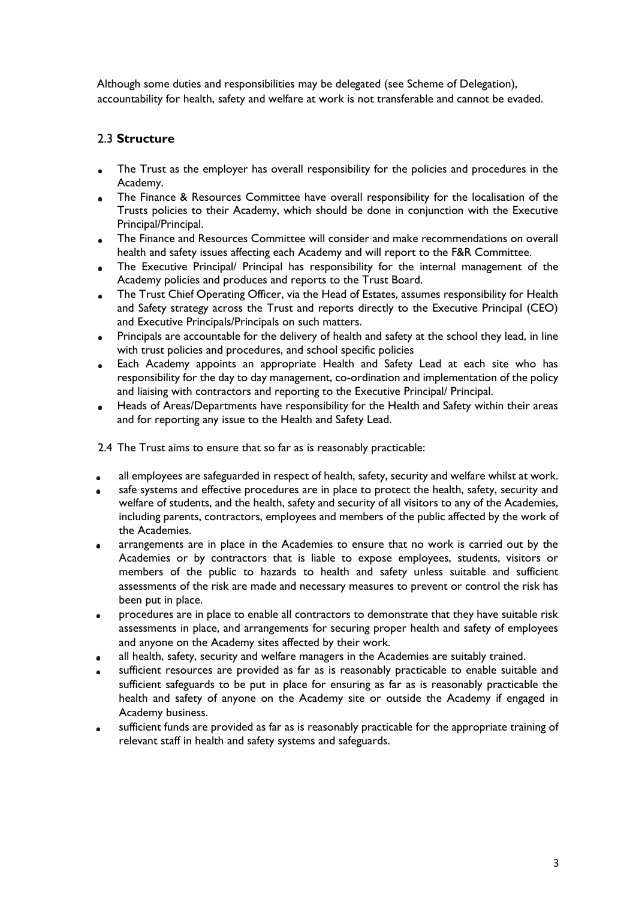Although some duties and responsibilities may be delegated (see Scheme of Delegation), accountability for health, safety and welfare at work is not transferable and cannot be evaded.

### 2.3 **Structure**

- The Trust as the employer has overall responsibility for the policies and procedures in the Academy.
- The Finance & Resources Committee have overall responsibility for the localisation of the Trusts policies to their Academy, which should be done in conjunction with the Executive Principal/Principal.
- The Finance and Resources Committee will consider and make recommendations on overall health and safety issues affecting each Academy and will report to the F&R Committee.
- The Executive Principal/ Principal has responsibility for the internal management of the Academy policies and produces and reports to the Trust Board.
- The Trust Chief Operating Officer, via the Head of Estates, assumes responsibility for Health and Safety strategy across the Trust and reports directly to the Executive Principal (CEO) and Executive Principals/Principals on such matters.
- Principals are accountable for the delivery of health and safety at the school they lead, in line with trust policies and procedures, and school specific policies
- Each Academy appoints an appropriate Health and Safety Lead at each site who has responsibility for the day to day management, co-ordination and implementation of the policy and liaising with contractors and reporting to the Executive Principal/ Principal.
- Heads of Areas/Departments have responsibility for the Health and Safety within their areas and for reporting any issue to the Health and Safety Lead.

2.4 The Trust aims to ensure that so far as is reasonably practicable:

- all employees are safeguarded in respect of health, safety, security and welfare whilst at work.
- safe systems and effective procedures are in place to protect the health, safety, security and welfare of students, and the health, safety and security of all visitors to any of the Academies, including parents, contractors, employees and members of the public affected by the work of the Academies.
- arrangements are in place in the Academies to ensure that no work is carried out by the Academies or by contractors that is liable to expose employees, students, visitors or members of the public to hazards to health and safety unless suitable and sufficient assessments of the risk are made and necessary measures to prevent or control the risk has been put in place.
- procedures are in place to enable all contractors to demonstrate that they have suitable risk assessments in place, and arrangements for securing proper health and safety of employees and anyone on the Academy sites affected by their work.
- all health, safety, security and welfare managers in the Academies are suitably trained.
- sufficient resources are provided as far as is reasonably practicable to enable suitable and sufficient safeguards to be put in place for ensuring as far as is reasonably practicable the health and safety of anyone on the Academy site or outside the Academy if engaged in Academy business.
- sufficient funds are provided as far as is reasonably practicable for the appropriate training of relevant staff in health and safety systems and safeguards.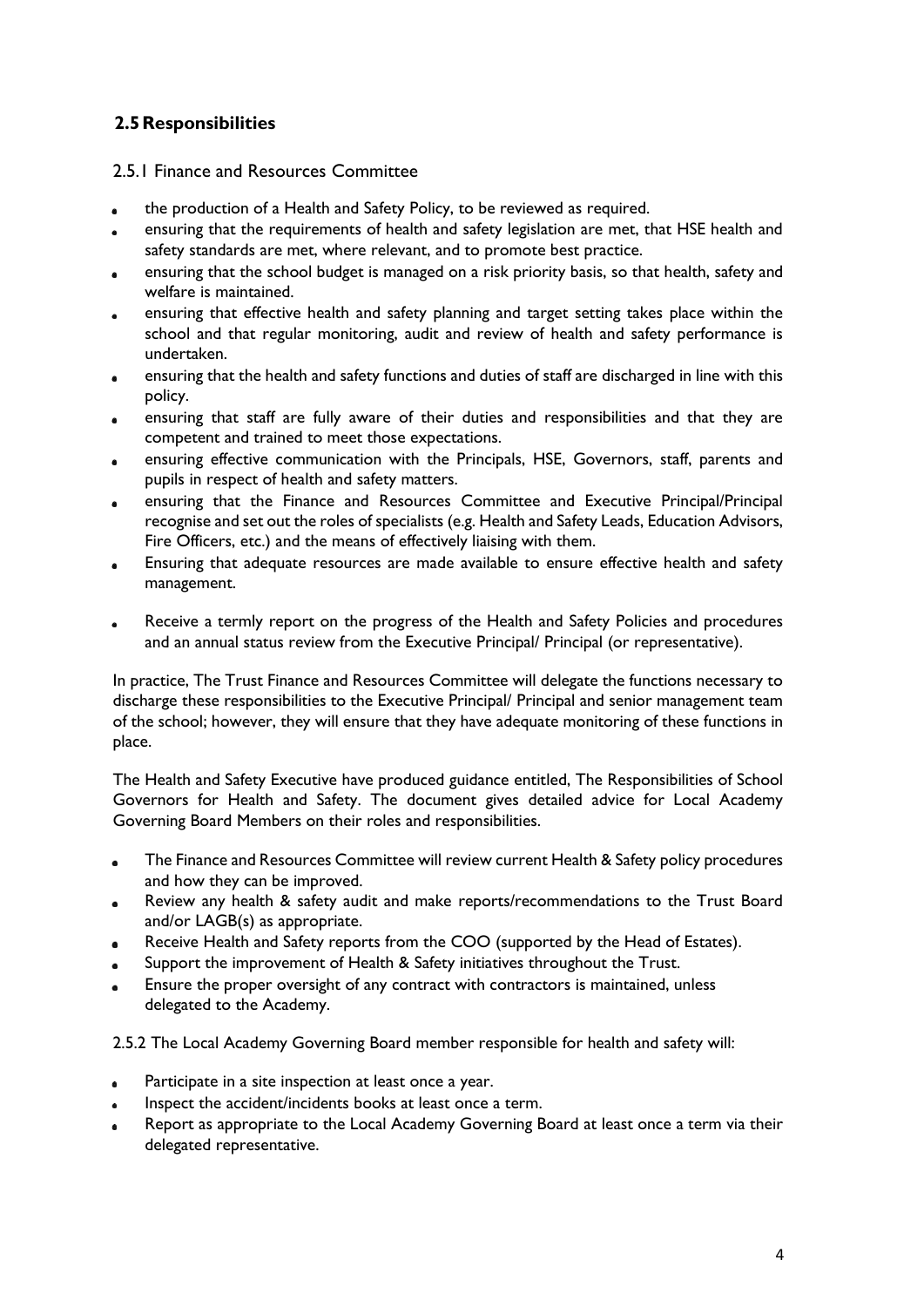## 2.5 Responsibilities

### 2.5.1 Finance and Resources Committee

- the production of a Health and Safety Policy, to be reviewed as required.
- ensuring that the requirements of health and safety legislation are met, that HSE health and safety standards are met, where relevant, and to promote best practice.
- ensuring that the school budget is managed on a risk priority basis, so that health, safety and welfare is maintained.
- ensuring that effective health and safety planning and target setting takes place within the school and that regular monitoring, audit and review of health and safety performance is undertaken.
- ensuring that the health and safety functions and duties of staff are discharged in line with this policy.
- ensuring that staff are fully aware of their duties and responsibilities and that they are competent and trained to meet those expectations.
- ensuring effective communication with the Principals, HSE, Governors, staff, parents and pupils in respect of health and safety matters.
- ensuring that the Finance and Resources Committee and Executive Principal/Principal recognise and set out the roles of specialists (e.g. Health and Safety Leads, Education Advisors, Fire Officers, etc.) and the means of effectively liaising with them.
- Ensuring that adequate resources are made available to ensure effective health and safety management.
- Receive a termly report on the progress of the Health and Safety Policies and procedures and an annual status review from the Executive Principal/ Principal (or representative).

In practice, The Trust Finance and Resources Committee will delegate the functions necessary to discharge these responsibilities to the Executive Principal/ Principal and senior management team of the school; however, they will ensure that they have adequate monitoring of these functions in place.

The Health and Safety Executive have produced guidance entitled, The Responsibilities of School Governors for Health and Safety. The document gives detailed advice for Local Academy Governing Board Members on their roles and responsibilities.

- The Finance and Resources Committee will review current Health & Safety policy procedures and how they can be improved.
- Review any health & safety audit and make reports/recommendations to the Trust Board and/or LAGB(s) as appropriate.
- Receive Health and Safety reports from the COO (supported by the Head of Estates).
- Support the improvement of Health & Safety initiatives throughout the Trust.
- Ensure the proper oversight of any contract with contractors is maintained, unless delegated to the Academy.

2.5.2 The Local Academy Governing Board member responsible for health and safety will:

- Participate in a site inspection at least once a year.
- Inspect the accident/incidents books at least once a term.
- Report as appropriate to the Local Academy Governing Board at least once a term via their delegated representative.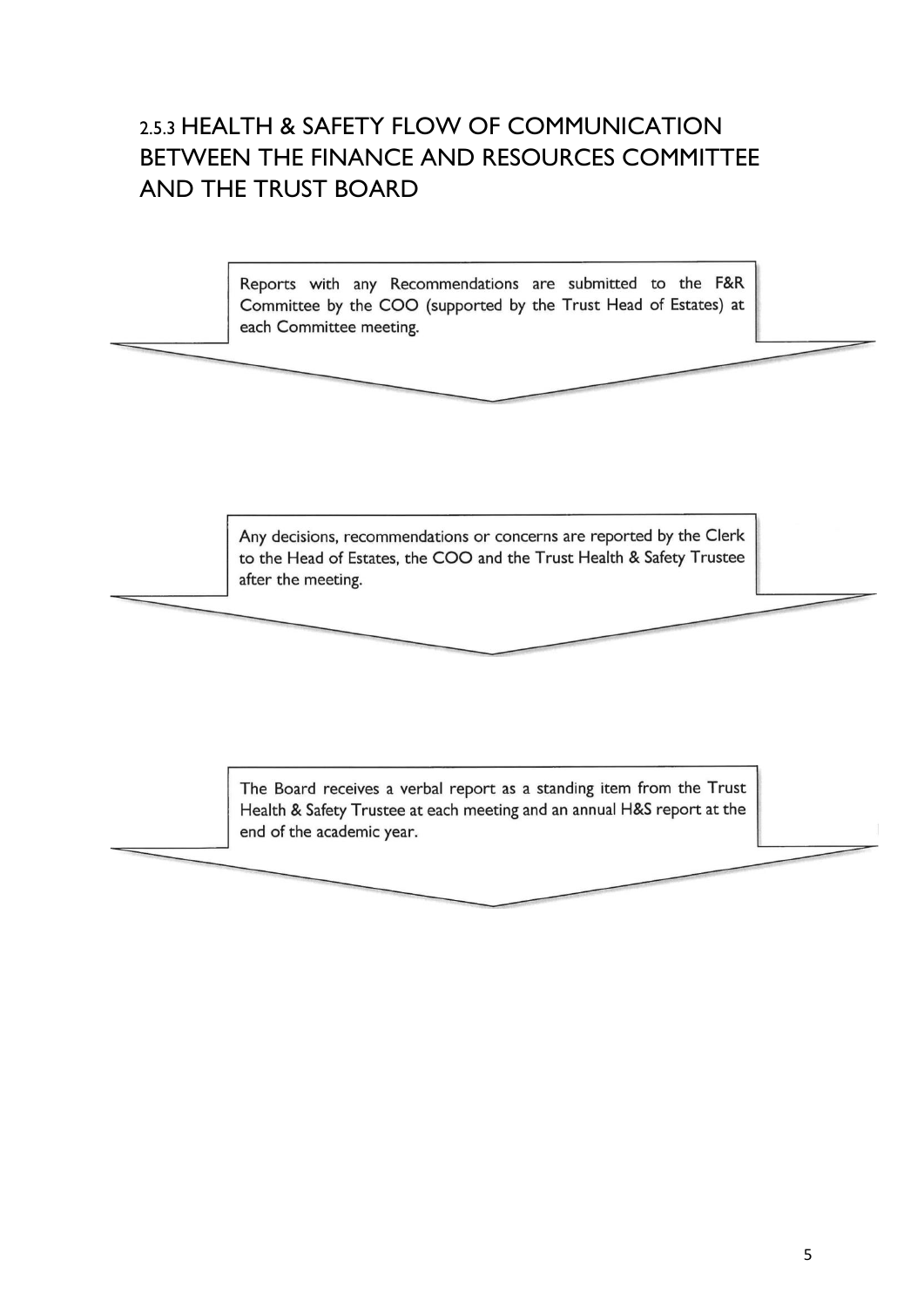## 2.5.3 HEALTH & SAFETY FLOW OF COMMUNICATION BETWEEN THE FINANCE AND RESOURCES COMMITTEE AND THE TRUST BOARD

Reports with any Recommendations are submitted to the F&R Committee by the COO (supported by the Trust Head of Estates) at each Committee meeting.

Any decisions, recommendations or concerns are reported by the Clerk to the Head of Estates, the COO and the Trust Health & Safety Trustee after the meeting.

The Board receives a verbal report as a standing item from the Trust Health & Safety Trustee at each meeting and an annual H&S report at the end of the academic year.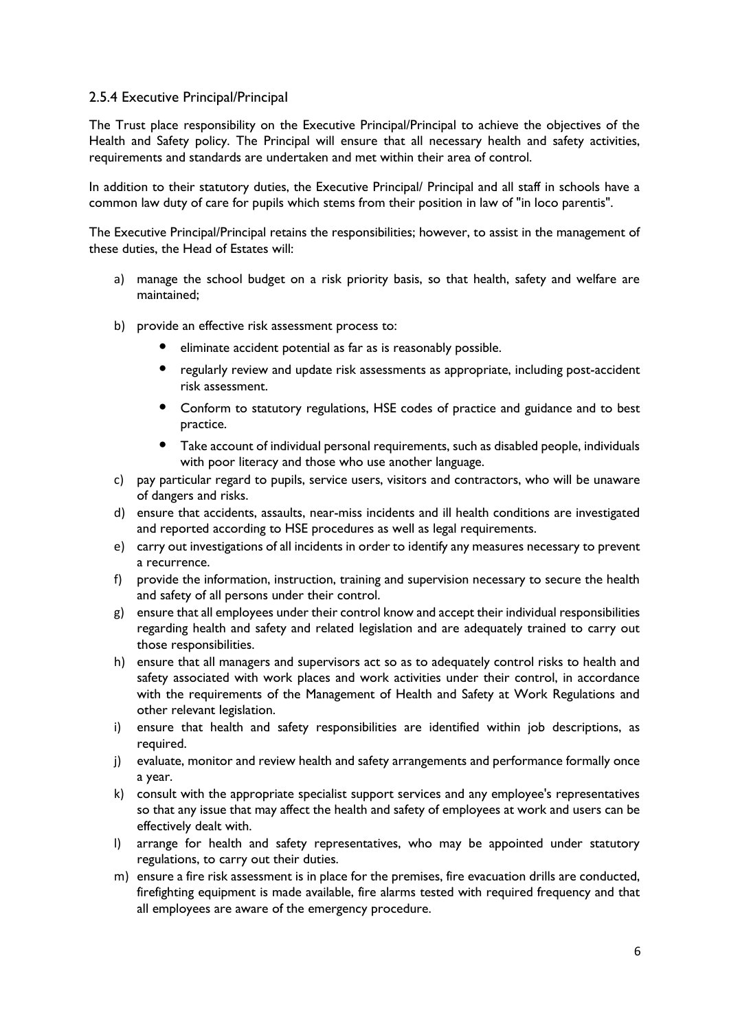### 2.5.4 Executive Principal/Principal

The Trust place responsibility on the Executive Principal/Principal to achieve the objectives of the Health and Safety policy. The Principal will ensure that all necessary health and safety activities, requirements and standards are undertaken and met within their area of control.

In addition to their statutory duties, the Executive Principal/ Principal and all staff in schools have a common law duty of care for pupils which stems from their position in law of "in loco parentis".

The Executive Principal/Principal retains the responsibilities; however, to assist in the management of these duties, the Head of Estates will:

a) manage the school budget on a risk priority basis, so that health, safety and welfare are maintained;
b) provide an effective risk assessment process to:
    - eliminate accident potential as far as is reasonably possible.
    - regularly review and update risk assessments as appropriate, including post-accident risk assessment.
    - Conform to statutory regulations, HSE codes of practice and guidance and to best practice.
    - Take account of individual personal requirements, such as disabled people, individuals with poor literacy and those who use another language.
c) pay particular regard to pupils, service users, visitors and contractors, who will be unaware of dangers and risks.
d) ensure that accidents, assaults, near-miss incidents and ill health conditions are investigated and reported according to HSE procedures as well as legal requirements.
e) carry out investigations of all incidents in order to identify any measures necessary to prevent a recurrence.
f) provide the information, instruction, training and supervision necessary to secure the health and safety of all persons under their control.
g) ensure that all employees under their control know and accept their individual responsibilities regarding health and safety and related legislation and are adequately trained to carry out those responsibilities.
h) ensure that all managers and supervisors act so as to adequately control risks to health and safety associated with work places and work activities under their control, in accordance with the requirements of the Management of Health and Safety at Work Regulations and other relevant legislation.
i) ensure that health and safety responsibilities are identified within job descriptions, as required.
j) evaluate, monitor and review health and safety arrangements and performance formally once a year.
k) consult with the appropriate specialist support services and any employee's representatives so that any issue that may affect the health and safety of employees at work and users can be effectively dealt with.
l) arrange for health and safety representatives, who may be appointed under statutory regulations, to carry out their duties.
m) ensure a fire risk assessment is in place for the premises, fire evacuation drills are conducted, firefighting equipment is made available, fire alarms tested with required frequency and that all employees are aware of the emergency procedure.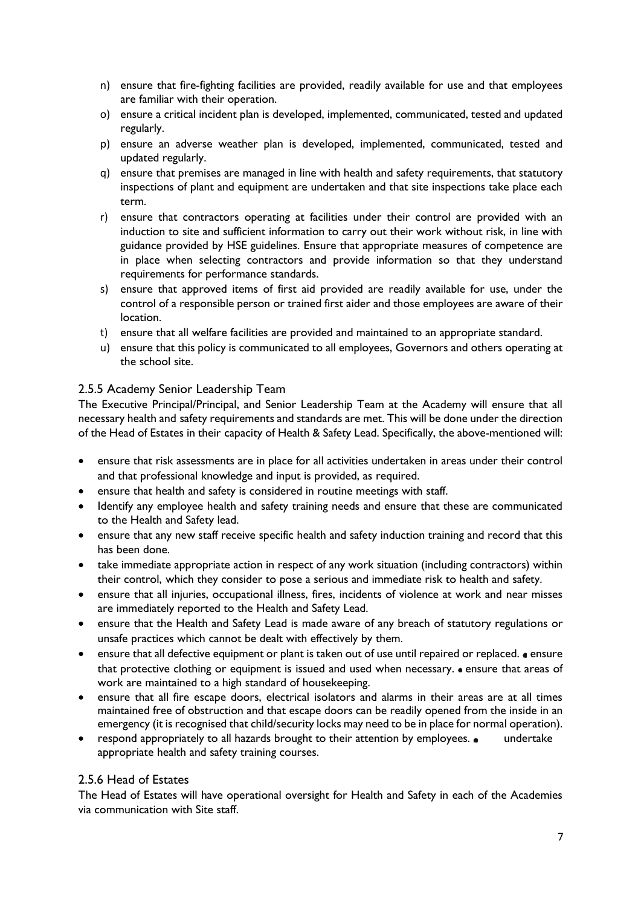n) ensure that fire-fighting facilities are provided, readily available for use and that employees are familiar with their operation.
o) ensure a critical incident plan is developed, implemented, communicated, tested and updated regularly.
p) ensure an adverse weather plan is developed, implemented, communicated, tested and updated regularly.
q) ensure that premises are managed in line with health and safety requirements, that statutory inspections of plant and equipment are undertaken and that site inspections take place each term.
r) ensure that contractors operating at facilities under their control are provided with an induction to site and sufficient information to carry out their work without risk, in line with guidance provided by HSE guidelines. Ensure that appropriate measures of competence are in place when selecting contractors and provide information so that they understand requirements for performance standards.
s) ensure that approved items of first aid provided are readily available for use, under the control of a responsible person or trained first aider and those employees are aware of their location.
t) ensure that all welfare facilities are provided and maintained to an appropriate standard.
u) ensure that this policy is communicated to all employees, Governors and others operating at the school site.

### 2.5.5 Academy Senior Leadership Team

The Executive Principal/Principal, and Senior Leadership Team at the Academy will ensure that all necessary health and safety requirements and standards are met. This will be done under the direction of the Head of Estates in their capacity of Health & Safety Lead. Specifically, the above-mentioned will:

- ensure that risk assessments are in place for all activities undertaken in areas under their control and that professional knowledge and input is provided, as required.
- ensure that health and safety is considered in routine meetings with staff.
- Identify any employee health and safety training needs and ensure that these are communicated to the Health and Safety lead.
- ensure that any new staff receive specific health and safety induction training and record that this has been done.
- take immediate appropriate action in respect of any work situation (including contractors) within their control, which they consider to pose a serious and immediate risk to health and safety.
- ensure that all injuries, occupational illness, fires, incidents of violence at work and near misses are immediately reported to the Health and Safety Lead.
- ensure that the Health and Safety Lead is made aware of any breach of statutory regulations or unsafe practices which cannot be dealt with effectively by them.
- ensure that all defective equipment or plant is taken out of use until repaired or replaced.
- ensure that protective clothing or equipment is issued and used when necessary.
- ensure that areas of work are maintained to a high standard of housekeeping.
- ensure that all fire escape doors, electrical isolators and alarms in their areas are at all times maintained free of obstruction and that escape doors can be readily opened from the inside in an emergency (it is recognised that child/security locks may need to be in place for normal operation).
- respond appropriately to all hazards brought to their attention by employees.
- undertake appropriate health and safety training courses.

### 2.5.6 Head of Estates

The Head of Estates will have operational oversight for Health and Safety in each of the Academies via communication with Site staff.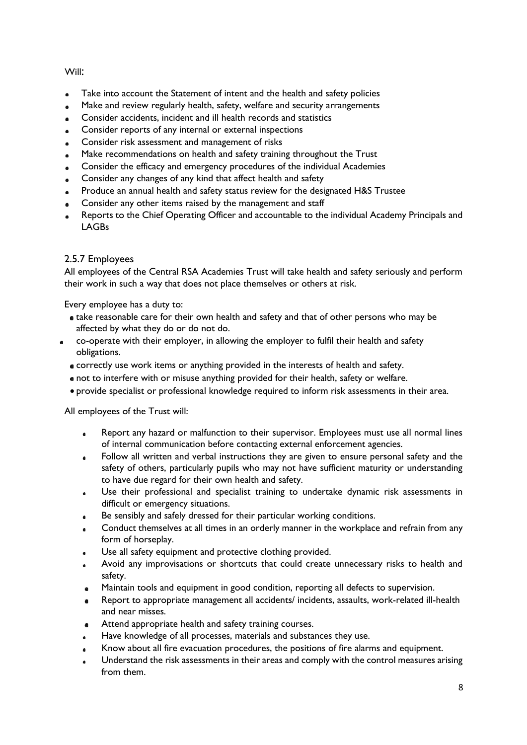Will:

- Take into account the Statement of intent and the health and safety policies
- Make and review regularly health, safety, welfare and security arrangements
- Consider accidents, incident and ill health records and statistics
- Consider reports of any internal or external inspections
- Consider risk assessment and management of risks
- Make recommendations on health and safety training throughout the Trust
- Consider the efficacy and emergency procedures of the individual Academies
- Consider any changes of any kind that affect health and safety
- Produce an annual health and safety status review for the designated H&S Trustee
- Consider any other items raised by the management and staff
- Reports to the Chief Operating Officer and accountable to the individual Academy Principals and LAGBs

### 2.5.7 Employees

All employees of the Central RSA Academies Trust will take health and safety seriously and perform their work in such a way that does not place themselves or others at risk.

Every employee has a duty to:

- take reasonable care for their own health and safety and that of other persons who may be affected by what they do or do not do.
- co-operate with their employer, in allowing the employer to fulfil their health and safety obligations.
- correctly use work items or anything provided in the interests of health and safety.
- not to interfere with or misuse anything provided for their health, safety or welfare.
- provide specialist or professional knowledge required to inform risk assessments in their area.

All employees of the Trust will:

- Report any hazard or malfunction to their supervisor. Employees must use all normal lines of internal communication before contacting external enforcement agencies.
- Follow all written and verbal instructions they are given to ensure personal safety and the safety of others, particularly pupils who may not have sufficient maturity or understanding to have due regard for their own health and safety.
- Use their professional and specialist training to undertake dynamic risk assessments in difficult or emergency situations.
- Be sensibly and safely dressed for their particular working conditions.
- Conduct themselves at all times in an orderly manner in the workplace and refrain from any form of horseplay.
- Use all safety equipment and protective clothing provided.
- Avoid any improvisations or shortcuts that could create unnecessary risks to health and safety.
- Maintain tools and equipment in good condition, reporting all defects to supervision.
- Report to appropriate management all accidents/ incidents, assaults, work-related ill-health and near misses.
- Attend appropriate health and safety training courses.
- Have knowledge of all processes, materials and substances they use.
- Know about all fire evacuation procedures, the positions of fire alarms and equipment.
- Understand the risk assessments in their areas and comply with the control measures arising from them.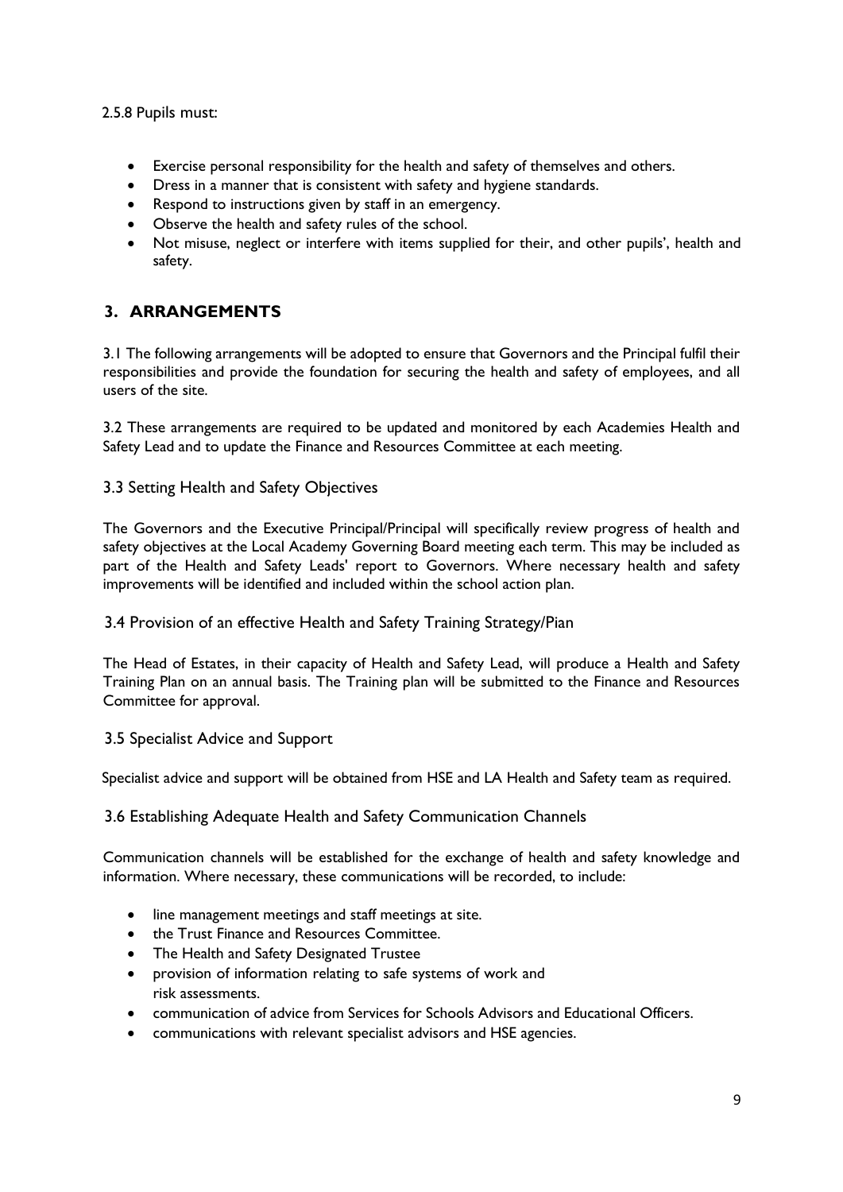2.5.8 Pupils must:

- Exercise personal responsibility for the health and safety of themselves and others.
- Dress in a manner that is consistent with safety and hygiene standards.
- Respond to instructions given by staff in an emergency.
- Observe the health and safety rules of the school.
- Not misuse, neglect or interfere with items supplied for their, and other pupils', health and safety.

## 3. ARRANGEMENTS

3.1 The following arrangements will be adopted to ensure that Governors and the Principal fulfil their responsibilities and provide the foundation for securing the health and safety of employees, and all users of the site.

3.2 These arrangements are required to be updated and monitored by each Academies Health and Safety Lead and to update the Finance and Resources Committee at each meeting.

### 3.3 Setting Health and Safety Objectives

The Governors and the Executive Principal/Principal will specifically review progress of health and safety objectives at the Local Academy Governing Board meeting each term. This may be included as part of the Health and Safety Leads' report to Governors. Where necessary health and safety improvements will be identified and included within the school action plan.

### 3.4 Provision of an effective Health and Safety Training Strategy/Pian

The Head of Estates, in their capacity of Health and Safety Lead, will produce a Health and Safety Training Plan on an annual basis. The Training plan will be submitted to the Finance and Resources Committee for approval.

### 3.5 Specialist Advice and Support

Specialist advice and support will be obtained from HSE and LA Health and Safety team as required.

### 3.6 Establishing Adequate Health and Safety Communication Channels

Communication channels will be established for the exchange of health and safety knowledge and information. Where necessary, these communications will be recorded, to include:

- line management meetings and staff meetings at site.
- the Trust Finance and Resources Committee.
- The Health and Safety Designated Trustee
- provision of information relating to safe systems of work and risk assessments.
- communication of advice from Services for Schools Advisors and Educational Officers.
- communications with relevant specialist advisors and HSE agencies.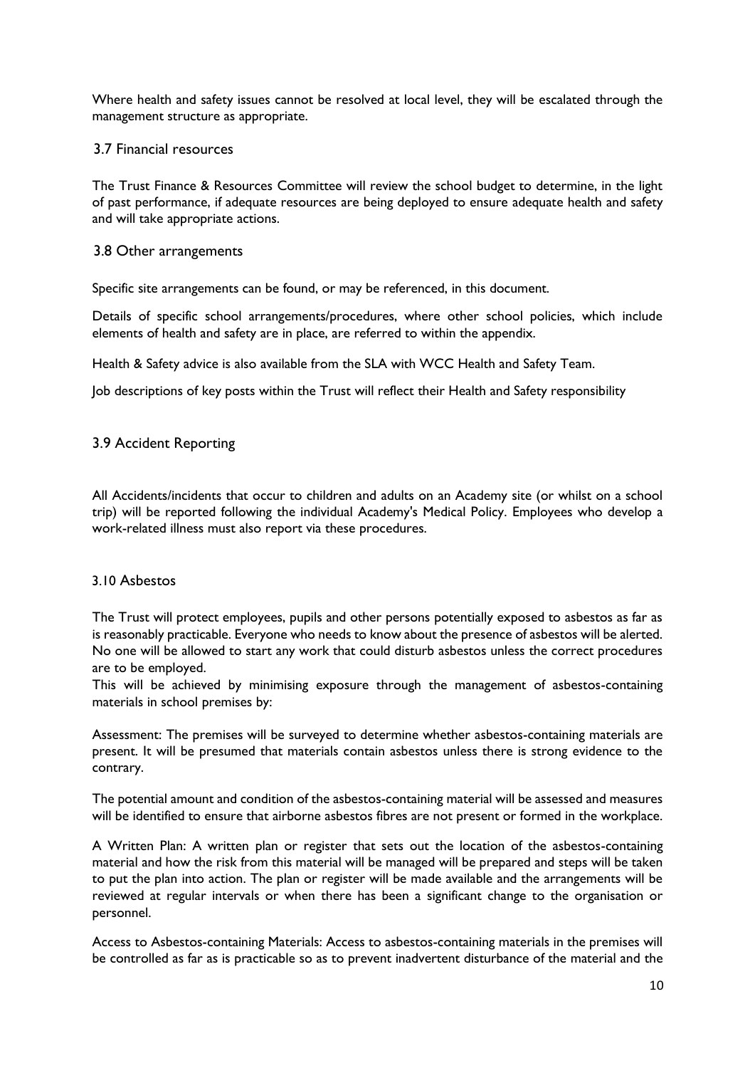Where health and safety issues cannot be resolved at local level, they will be escalated through the management structure as appropriate.

### 3.7 Financial resources

The Trust Finance & Resources Committee will review the school budget to determine, in the light of past performance, if adequate resources are being deployed to ensure adequate health and safety and will take appropriate actions.

### 3.8 Other arrangements

Specific site arrangements can be found, or may be referenced, in this document.

Details of specific school arrangements/procedures, where other school policies, which include elements of health and safety are in place, are referred to within the appendix.

Health & Safety advice is also available from the SLA with WCC Health and Safety Team.

Job descriptions of key posts within the Trust will reflect their Health and Safety responsibility

### 3.9 Accident Reporting

All Accidents/incidents that occur to children and adults on an Academy site (or whilst on a school trip) will be reported following the individual Academy's Medical Policy. Employees who develop a work-related illness must also report via these procedures.

### 3.10 Asbestos

The Trust will protect employees, pupils and other persons potentially exposed to asbestos as far as is reasonably practicable. Everyone who needs to know about the presence of asbestos will be alerted. No one will be allowed to start any work that could disturb asbestos unless the correct procedures are to be employed.

This will be achieved by minimising exposure through the management of asbestos-containing materials in school premises by:

Assessment: The premises will be surveyed to determine whether asbestos-containing materials are present. It will be presumed that materials contain asbestos unless there is strong evidence to the contrary.

The potential amount and condition of the asbestos-containing material will be assessed and measures will be identified to ensure that airborne asbestos fibres are not present or formed in the workplace.

A Written Plan: A written plan or register that sets out the location of the asbestos-containing material and how the risk from this material will be managed will be prepared and steps will be taken to put the plan into action. The plan or register will be made available and the arrangements will be reviewed at regular intervals or when there has been a significant change to the organisation or personnel.

Access to Asbestos-containing Materials: Access to asbestos-containing materials in the premises will be controlled as far as is practicable so as to prevent inadvertent disturbance of the material and the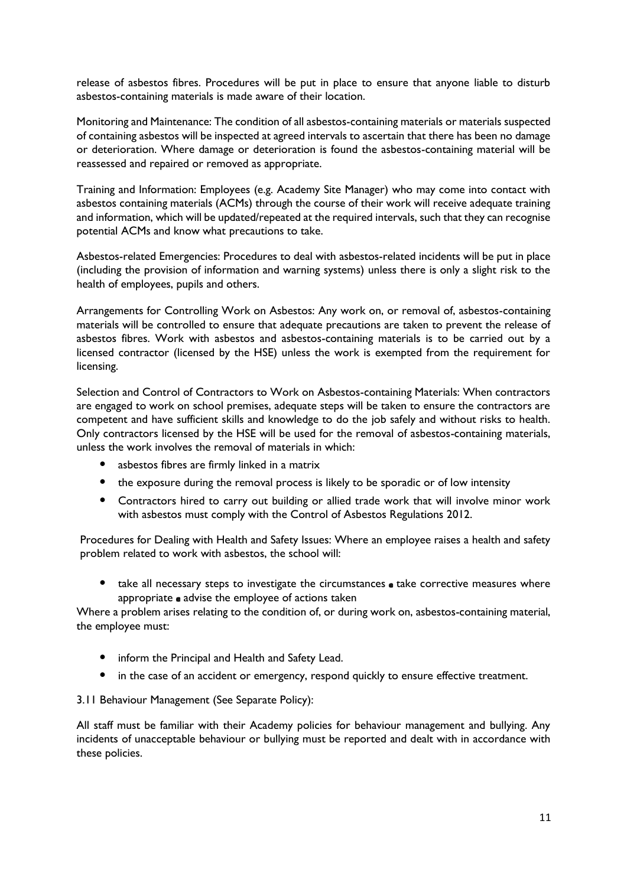release of asbestos fibres. Procedures will be put in place to ensure that anyone liable to disturb asbestos-containing materials is made aware of their location.

Monitoring and Maintenance: The condition of all asbestos-containing materials or materials suspected of containing asbestos will be inspected at agreed intervals to ascertain that there has been no damage or deterioration. Where damage or deterioration is found the asbestos-containing material will be reassessed and repaired or removed as appropriate.

Training and Information: Employees (e.g. Academy Site Manager) who may come into contact with asbestos containing materials (ACMs) through the course of their work will receive adequate training and information, which will be updated/repeated at the required intervals, such that they can recognise potential ACMs and know what precautions to take.

Asbestos-related Emergencies: Procedures to deal with asbestos-related incidents will be put in place (including the provision of information and warning systems) unless there is only a slight risk to the health of employees, pupils and others.

Arrangements for Controlling Work on Asbestos: Any work on, or removal of, asbestos-containing materials will be controlled to ensure that adequate precautions are taken to prevent the release of asbestos fibres. Work with asbestos and asbestos-containing materials is to be carried out by a licensed contractor (licensed by the HSE) unless the work is exempted from the requirement for licensing.

Selection and Control of Contractors to Work on Asbestos-containing Materials: When contractors are engaged to work on school premises, adequate steps will be taken to ensure the contractors are competent and have sufficient skills and knowledge to do the job safely and without risks to health. Only contractors licensed by the HSE will be used for the removal of asbestos-containing materials, unless the work involves the removal of materials in which:

- asbestos fibres are firmly linked in a matrix
- the exposure during the removal process is likely to be sporadic or of low intensity
- Contractors hired to carry out building or allied trade work that will involve minor work with asbestos must comply with the Control of Asbestos Regulations 2012.

Procedures for Dealing with Health and Safety Issues: Where an employee raises a health and safety problem related to work with asbestos, the school will:

- take all necessary steps to investigate the circumstances
- take corrective measures where appropriate
- advise the employee of actions taken

Where a problem arises relating to the condition of, or during work on, asbestos-containing material, the employee must:

- inform the Principal and Health and Safety Lead.
- in the case of an accident or emergency, respond quickly to ensure effective treatment.

3.11 Behaviour Management (See Separate Policy):

All staff must be familiar with their Academy policies for behaviour management and bullying. Any incidents of unacceptable behaviour or bullying must be reported and dealt with in accordance with these policies.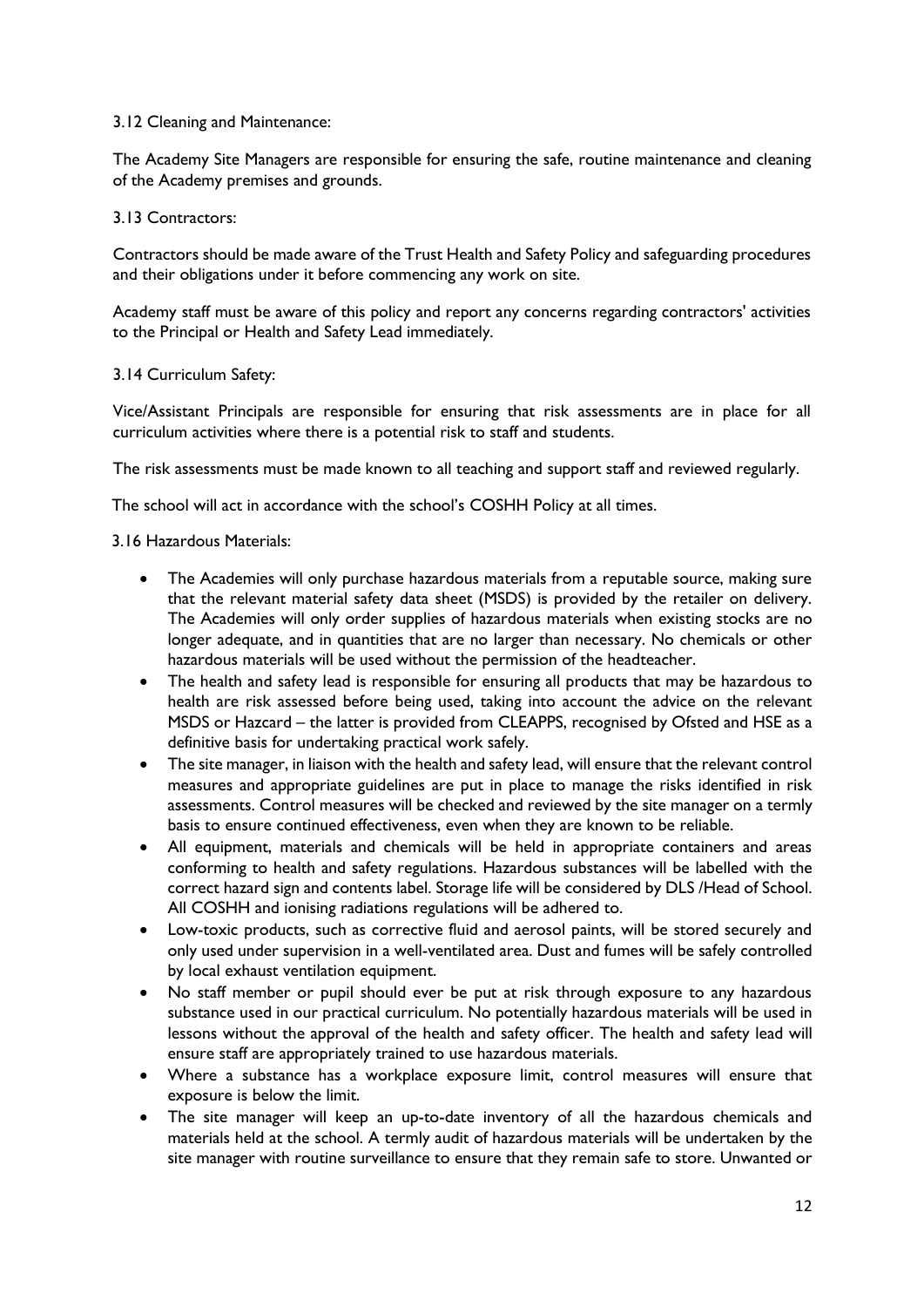3.12 Cleaning and Maintenance:

The Academy Site Managers are responsible for ensuring the safe, routine maintenance and cleaning of the Academy premises and grounds.

3.13 Contractors:

Contractors should be made aware of the Trust Health and Safety Policy and safeguarding procedures and their obligations under it before commencing any work on site.

Academy staff must be aware of this policy and report any concerns regarding contractors' activities to the Principal or Health and Safety Lead immediately.

3.14 Curriculum Safety:

Vice/Assistant Principals are responsible for ensuring that risk assessments are in place for all curriculum activities where there is a potential risk to staff and students.

The risk assessments must be made known to all teaching and support staff and reviewed regularly.

The school will act in accordance with the school's COSHH Policy at all times.

3.16 Hazardous Materials:

- The Academies will only purchase hazardous materials from a reputable source, making sure that the relevant material safety data sheet (MSDS) is provided by the retailer on delivery. The Academies will only order supplies of hazardous materials when existing stocks are no longer adequate, and in quantities that are no larger than necessary. No chemicals or other hazardous materials will be used without the permission of the headteacher.
- The health and safety lead is responsible for ensuring all products that may be hazardous to health are risk assessed before being used, taking into account the advice on the relevant MSDS or Hazcard – the latter is provided from CLEAPPS, recognised by Ofsted and HSE as a definitive basis for undertaking practical work safely.
- The site manager, in liaison with the health and safety lead, will ensure that the relevant control measures and appropriate guidelines are put in place to manage the risks identified in risk assessments. Control measures will be checked and reviewed by the site manager on a termly basis to ensure continued effectiveness, even when they are known to be reliable.
- All equipment, materials and chemicals will be held in appropriate containers and areas conforming to health and safety regulations. Hazardous substances will be labelled with the correct hazard sign and contents label. Storage life will be considered by DLS /Head of School. All COSHH and ionising radiations regulations will be adhered to.
- Low-toxic products, such as corrective fluid and aerosol paints, will be stored securely and only used under supervision in a well-ventilated area. Dust and fumes will be safely controlled by local exhaust ventilation equipment.
- No staff member or pupil should ever be put at risk through exposure to any hazardous substance used in our practical curriculum. No potentially hazardous materials will be used in lessons without the approval of the health and safety officer. The health and safety lead will ensure staff are appropriately trained to use hazardous materials.
- Where a substance has a workplace exposure limit, control measures will ensure that exposure is below the limit.
- The site manager will keep an up-to-date inventory of all the hazardous chemicals and materials held at the school. A termly audit of hazardous materials will be undertaken by the site manager with routine surveillance to ensure that they remain safe to store. Unwanted or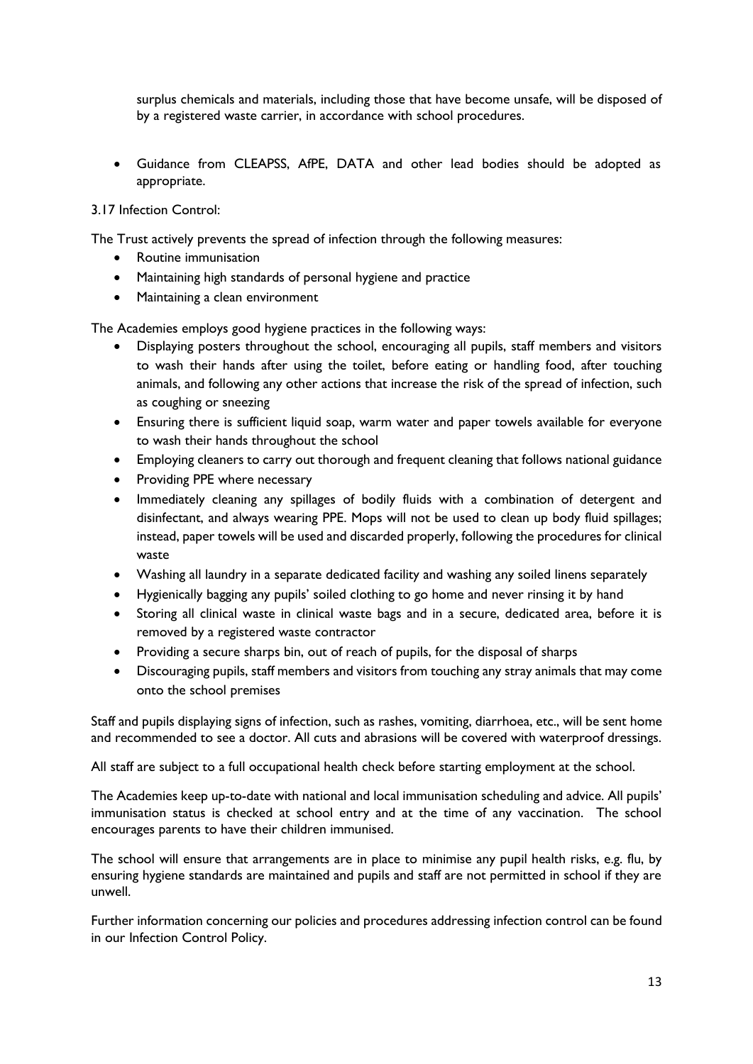surplus chemicals and materials, including those that have become unsafe, will be disposed of by a registered waste carrier, in accordance with school procedures.

- Guidance from CLEAPSS, AfPE, DATA and other lead bodies should be adopted as appropriate.

3.17 Infection Control:

The Trust actively prevents the spread of infection through the following measures:

- Routine immunisation
- Maintaining high standards of personal hygiene and practice
- Maintaining a clean environment

The Academies employs good hygiene practices in the following ways:

- Displaying posters throughout the school, encouraging all pupils, staff members and visitors to wash their hands after using the toilet, before eating or handling food, after touching animals, and following any other actions that increase the risk of the spread of infection, such as coughing or sneezing
- Ensuring there is sufficient liquid soap, warm water and paper towels available for everyone to wash their hands throughout the school
- Employing cleaners to carry out thorough and frequent cleaning that follows national guidance
- Providing PPE where necessary
- Immediately cleaning any spillages of bodily fluids with a combination of detergent and disinfectant, and always wearing PPE. Mops will not be used to clean up body fluid spillages; instead, paper towels will be used and discarded properly, following the procedures for clinical waste
- Washing all laundry in a separate dedicated facility and washing any soiled linens separately
- Hygienically bagging any pupils' soiled clothing to go home and never rinsing it by hand
- Storing all clinical waste in clinical waste bags and in a secure, dedicated area, before it is removed by a registered waste contractor
- Providing a secure sharps bin, out of reach of pupils, for the disposal of sharps
- Discouraging pupils, staff members and visitors from touching any stray animals that may come onto the school premises

Staff and pupils displaying signs of infection, such as rashes, vomiting, diarrhoea, etc., will be sent home and recommended to see a doctor. All cuts and abrasions will be covered with waterproof dressings.

All staff are subject to a full occupational health check before starting employment at the school.

The Academies keep up-to-date with national and local immunisation scheduling and advice. All pupils' immunisation status is checked at school entry and at the time of any vaccination. The school encourages parents to have their children immunised.

The school will ensure that arrangements are in place to minimise any pupil health risks, e.g. flu, by ensuring hygiene standards are maintained and pupils and staff are not permitted in school if they are unwell.

Further information concerning our policies and procedures addressing infection control can be found in our Infection Control Policy.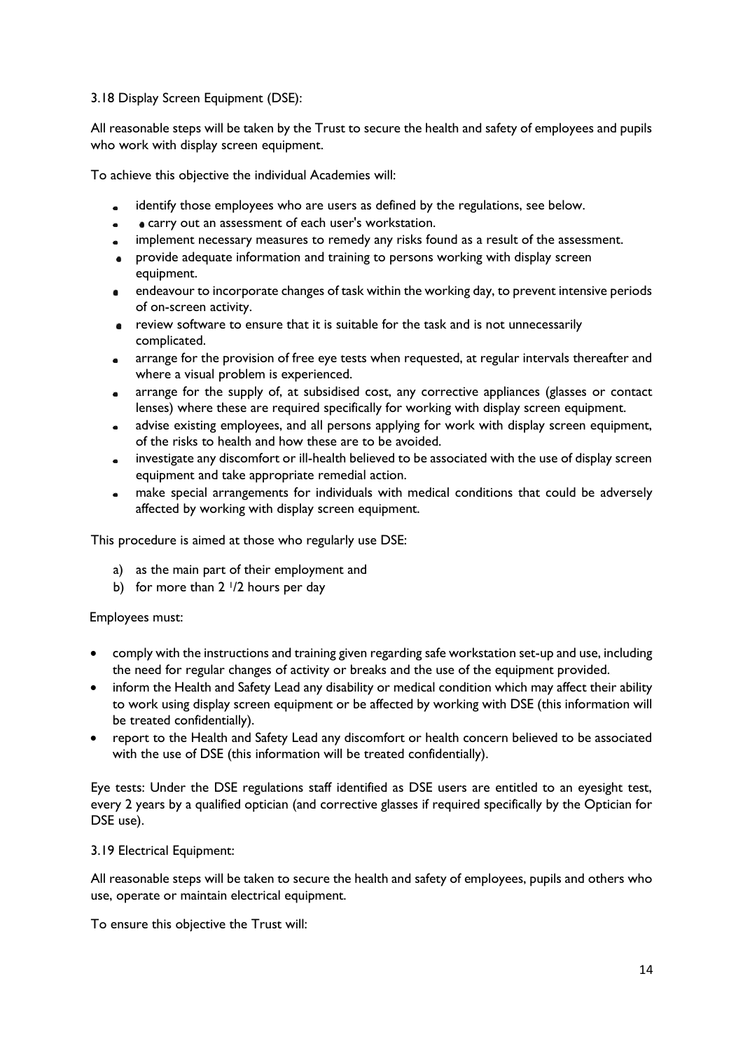3.18 Display Screen Equipment (DSE):

All reasonable steps will be taken by the Trust to secure the health and safety of employees and pupils who work with display screen equipment.

To achieve this objective the individual Academies will:

- identify those employees who are users as defined by the regulations, see below.
- carry out an assessment of each user's workstation.
- implement necessary measures to remedy any risks found as a result of the assessment.
- provide adequate information and training to persons working with display screen equipment.
- endeavour to incorporate changes of task within the working day, to prevent intensive periods of on-screen activity.
- review software to ensure that it is suitable for the task and is not unnecessarily complicated.
- arrange for the provision of free eye tests when requested, at regular intervals thereafter and where a visual problem is experienced.
- arrange for the supply of, at subsidised cost, any corrective appliances (glasses or contact lenses) where these are required specifically for working with display screen equipment.
- advise existing employees, and all persons applying for work with display screen equipment, of the risks to health and how these are to be avoided.
- investigate any discomfort or ill-health believed to be associated with the use of display screen equipment and take appropriate remedial action.
- make special arrangements for individuals with medical conditions that could be adversely affected by working with display screen equipment.

This procedure is aimed at those who regularly use DSE:

a) as the main part of their employment and
b) for more than 2 1/2 hours per day

Employees must:

- comply with the instructions and training given regarding safe workstation set-up and use, including the need for regular changes of activity or breaks and the use of the equipment provided.
- inform the Health and Safety Lead any disability or medical condition which may affect their ability to work using display screen equipment or be affected by working with DSE (this information will be treated confidentially).
- report to the Health and Safety Lead any discomfort or health concern believed to be associated with the use of DSE (this information will be treated confidentially).

Eye tests: Under the DSE regulations staff identified as DSE users are entitled to an eyesight test, every 2 years by a qualified optician (and corrective glasses if required specifically by the Optician for DSE use).

3.19 Electrical Equipment:

All reasonable steps will be taken to secure the health and safety of employees, pupils and others who use, operate or maintain electrical equipment.

To ensure this objective the Trust will: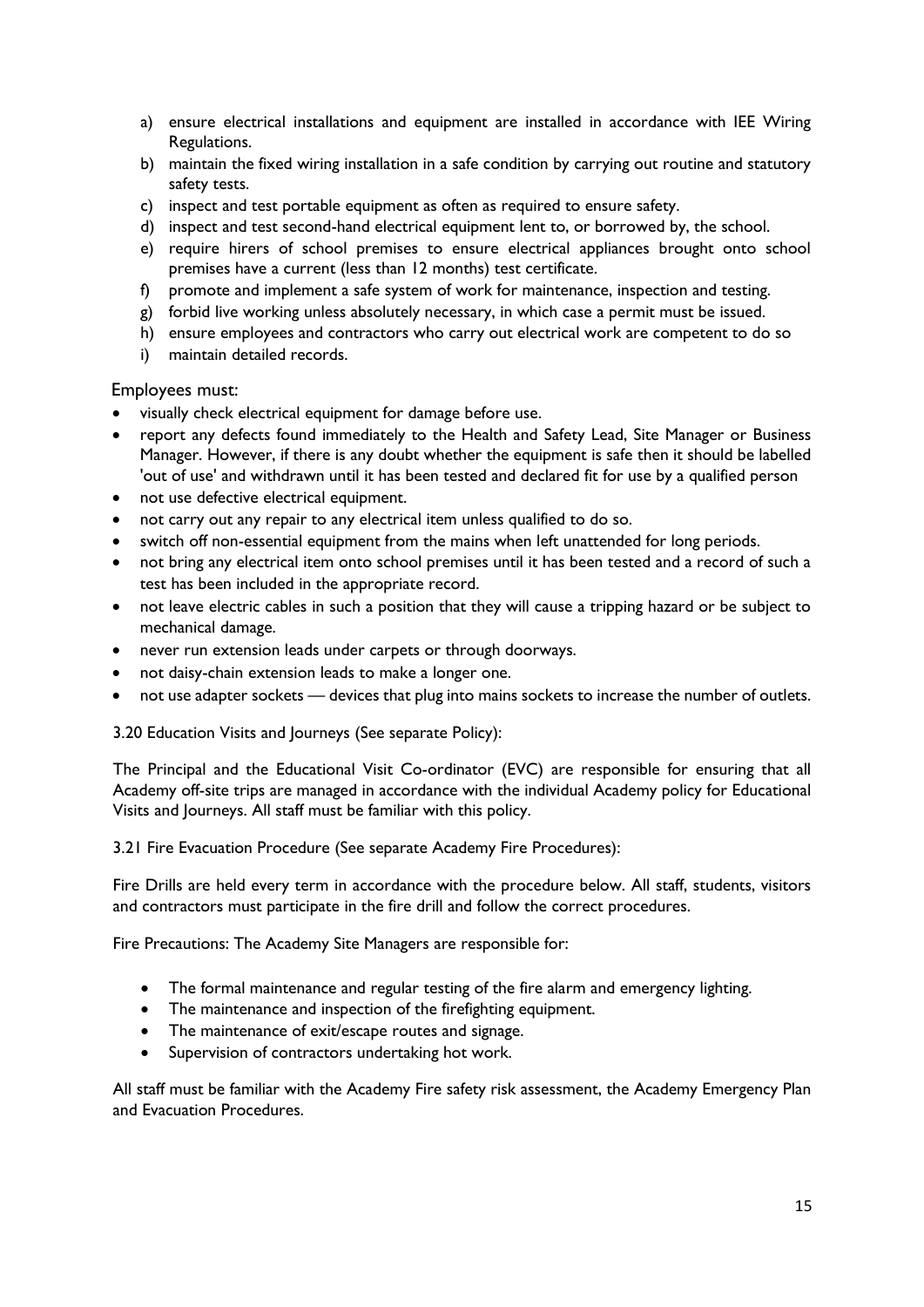a) ensure electrical installations and equipment are installed in accordance with IEE Wiring Regulations.
b) maintain the fixed wiring installation in a safe condition by carrying out routine and statutory safety tests.
c) inspect and test portable equipment as often as required to ensure safety.
d) inspect and test second-hand electrical equipment lent to, or borrowed by, the school.
e) require hirers of school premises to ensure electrical appliances brought onto school premises have a current (less than 12 months) test certificate.
f) promote and implement a safe system of work for maintenance, inspection and testing.
g) forbid live working unless absolutely necessary, in which case a permit must be issued.
h) ensure employees and contractors who carry out electrical work are competent to do so
i) maintain detailed records.

Employees must:

- visually check electrical equipment for damage before use.
- report any defects found immediately to the Health and Safety Lead, Site Manager or Business Manager. However, if there is any doubt whether the equipment is safe then it should be labelled 'out of use' and withdrawn until it has been tested and declared fit for use by a qualified person
- not use defective electrical equipment.
- not carry out any repair to any electrical item unless qualified to do so.
- switch off non-essential equipment from the mains when left unattended for long periods.
- not bring any electrical item onto school premises until it has been tested and a record of such a test has been included in the appropriate record.
- not leave electric cables in such a position that they will cause a tripping hazard or be subject to mechanical damage.
- never run extension leads under carpets or through doorways.
- not daisy-chain extension leads to make a longer one.
- not use adapter sockets — devices that plug into mains sockets to increase the number of outlets.

3.20 Education Visits and Journeys (See separate Policy):

The Principal and the Educational Visit Co-ordinator (EVC) are responsible for ensuring that all Academy off-site trips are managed in accordance with the individual Academy policy for Educational Visits and Journeys. All staff must be familiar with this policy.

3.21 Fire Evacuation Procedure (See separate Academy Fire Procedures):

Fire Drills are held every term in accordance with the procedure below. All staff, students, visitors and contractors must participate in the fire drill and follow the correct procedures.

Fire Precautions: The Academy Site Managers are responsible for:

- The formal maintenance and regular testing of the fire alarm and emergency lighting.
- The maintenance and inspection of the firefighting equipment.
- The maintenance of exit/escape routes and signage.
- Supervision of contractors undertaking hot work.

All staff must be familiar with the Academy Fire safety risk assessment, the Academy Emergency Plan and Evacuation Procedures.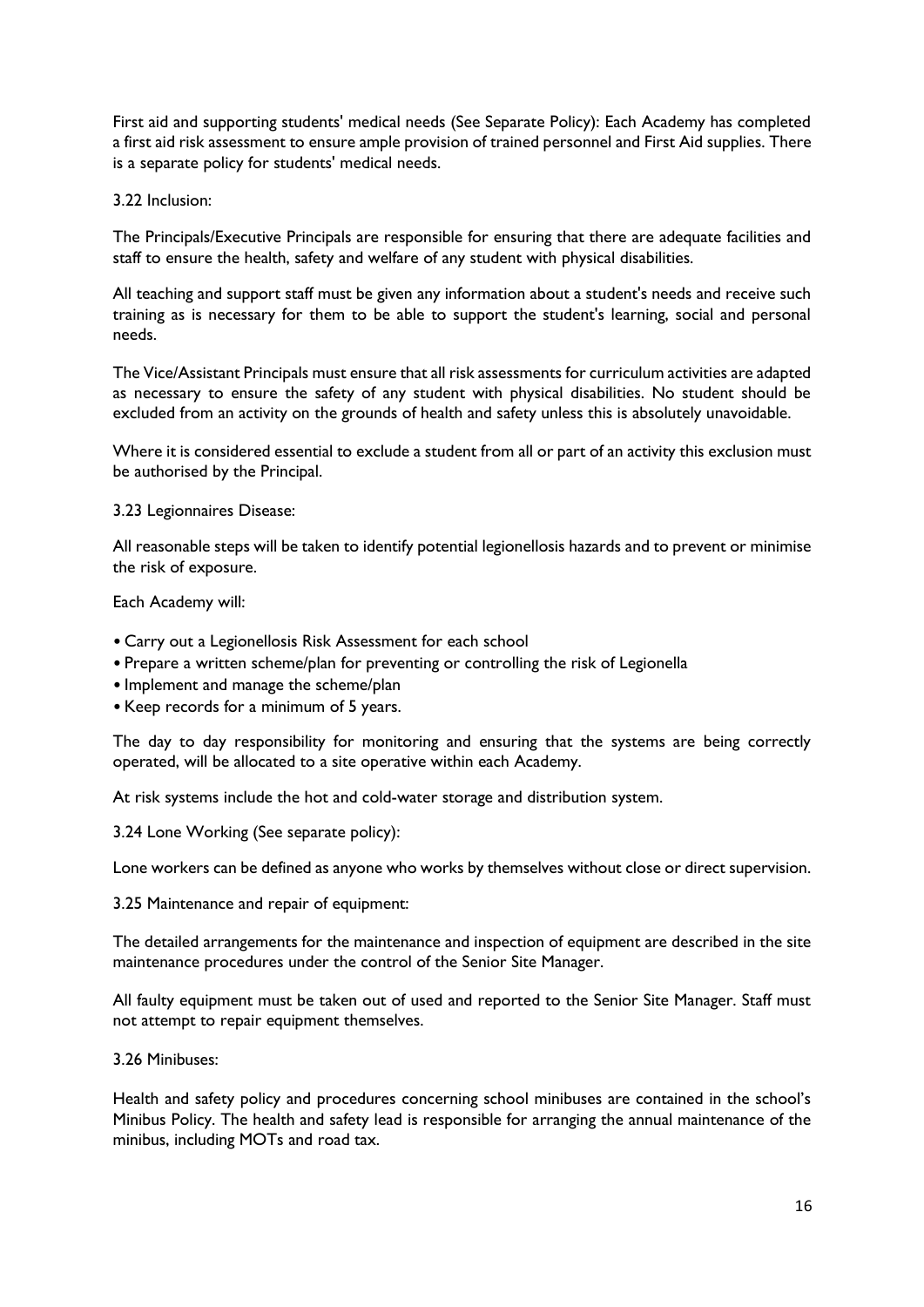First aid and supporting students' medical needs (See Separate Policy): Each Academy has completed a first aid risk assessment to ensure ample provision of trained personnel and First Aid supplies. There is a separate policy for students' medical needs.

### 3.22 Inclusion:

The Principals/Executive Principals are responsible for ensuring that there are adequate facilities and staff to ensure the health, safety and welfare of any student with physical disabilities.

All teaching and support staff must be given any information about a student's needs and receive such training as is necessary for them to be able to support the student's learning, social and personal needs.

The Vice/Assistant Principals must ensure that all risk assessments for curriculum activities are adapted as necessary to ensure the safety of any student with physical disabilities. No student should be excluded from an activity on the grounds of health and safety unless this is absolutely unavoidable.

Where it is considered essential to exclude a student from all or part of an activity this exclusion must be authorised by the Principal.

### 3.23 Legionnaires Disease:

All reasonable steps will be taken to identify potential legionellosis hazards and to prevent or minimise the risk of exposure.

Each Academy will:

- Carry out a Legionellosis Risk Assessment for each school
- Prepare a written scheme/plan for preventing or controlling the risk of Legionella
- Implement and manage the scheme/plan
- Keep records for a minimum of 5 years.

The day to day responsibility for monitoring and ensuring that the systems are being correctly operated, will be allocated to a site operative within each Academy.

At risk systems include the hot and cold-water storage and distribution system.

### 3.24 Lone Working (See separate policy):

Lone workers can be defined as anyone who works by themselves without close or direct supervision.

### 3.25 Maintenance and repair of equipment:

The detailed arrangements for the maintenance and inspection of equipment are described in the site maintenance procedures under the control of the Senior Site Manager.

All faulty equipment must be taken out of used and reported to the Senior Site Manager. Staff must not attempt to repair equipment themselves.

### 3.26 Minibuses:

Health and safety policy and procedures concerning school minibuses are contained in the school's Minibus Policy. The health and safety lead is responsible for arranging the annual maintenance of the minibus, including MOTs and road tax.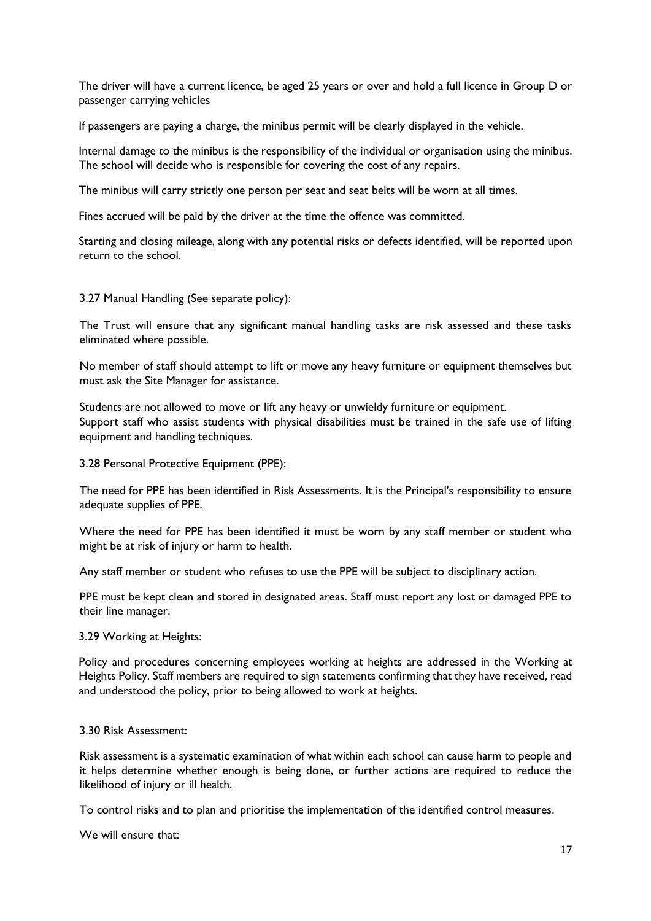The driver will have a current licence, be aged 25 years or over and hold a full licence in Group D or passenger carrying vehicles

If passengers are paying a charge, the minibus permit will be clearly displayed in the vehicle.

Internal damage to the minibus is the responsibility of the individual or organisation using the minibus. The school will decide who is responsible for covering the cost of any repairs.

The minibus will carry strictly one person per seat and seat belts will be worn at all times.

Fines accrued will be paid by the driver at the time the offence was committed.

Starting and closing mileage, along with any potential risks or defects identified, will be reported upon return to the school.

### 3.27 Manual Handling (See separate policy):

The Trust will ensure that any significant manual handling tasks are risk assessed and these tasks eliminated where possible.

No member of staff should attempt to lift or move any heavy furniture or equipment themselves but must ask the Site Manager for assistance.

Students are not allowed to move or lift any heavy or unwieldy furniture or equipment.
Support staff who assist students with physical disabilities must be trained in the safe use of lifting equipment and handling techniques.

### 3.28 Personal Protective Equipment (PPE):

The need for PPE has been identified in Risk Assessments. It is the Principal's responsibility to ensure adequate supplies of PPE.

Where the need for PPE has been identified it must be worn by any staff member or student who might be at risk of injury or harm to health.

Any staff member or student who refuses to use the PPE will be subject to disciplinary action.

PPE must be kept clean and stored in designated areas. Staff must report any lost or damaged PPE to their line manager.

### 3.29 Working at Heights:

Policy and procedures concerning employees working at heights are addressed in the Working at Heights Policy. Staff members are required to sign statements confirming that they have received, read and understood the policy, prior to being allowed to work at heights.

### 3.30 Risk Assessment:

Risk assessment is a systematic examination of what within each school can cause harm to people and it helps determine whether enough is being done, or further actions are required to reduce the likelihood of injury or ill health.

To control risks and to plan and prioritise the implementation of the identified control measures.

We will ensure that: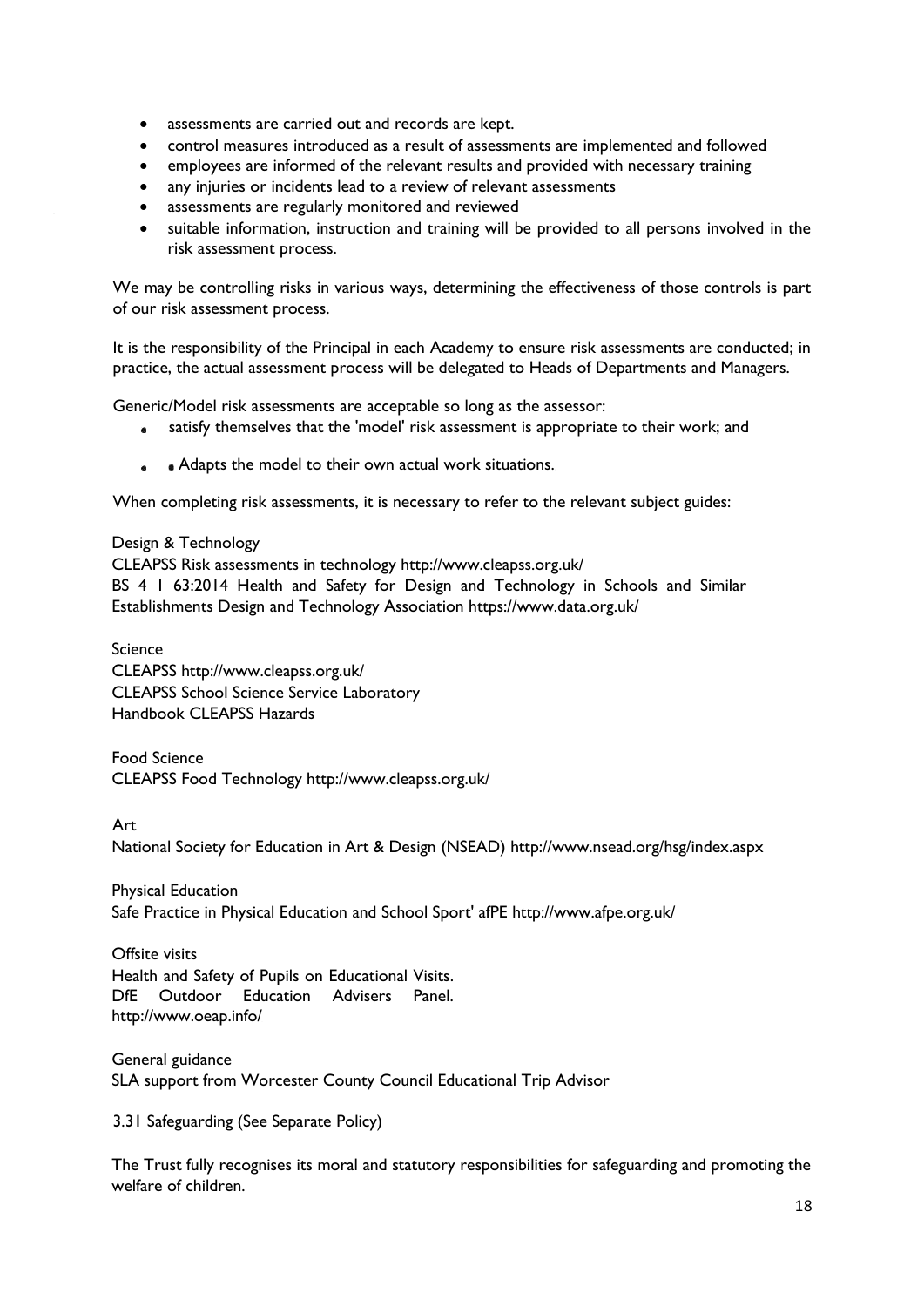- assessments are carried out and records are kept.
- control measures introduced as a result of assessments are implemented and followed
- employees are informed of the relevant results and provided with necessary training
- any injuries or incidents lead to a review of relevant assessments
- assessments are regularly monitored and reviewed
- suitable information, instruction and training will be provided to all persons involved in the risk assessment process.

We may be controlling risks in various ways, determining the effectiveness of those controls is part of our risk assessment process.

It is the responsibility of the Principal in each Academy to ensure risk assessments are conducted; in practice, the actual assessment process will be delegated to Heads of Departments and Managers.

Generic/Model risk assessments are acceptable so long as the assessor:

- satisfy themselves that the 'model' risk assessment is appropriate to their work; and
- • Adapts the model to their own actual work situations.

When completing risk assessments, it is necessary to refer to the relevant subject guides:

Design & Technology
CLEAPSS Risk assessments in technology http://www.cleapss.org.uk/
BS 4 1 63:2014 Health and Safety for Design and Technology in Schools and Similar Establishments Design and Technology Association https://www.data.org.uk/

Science
CLEAPSS http://www.cleapss.org.uk/
CLEAPSS School Science Service Laboratory
Handbook CLEAPSS Hazards

Food Science
CLEAPSS Food Technology http://www.cleapss.org.uk/

Art
National Society for Education in Art & Design (NSEAD) http://www.nsead.org/hsg/index.aspx

Physical Education
Safe Practice in Physical Education and School Sport' afPE http://www.afpe.org.uk/

Offsite visits
Health and Safety of Pupils on Educational Visits.
DfE Outdoor Education Advisers Panel.
http://www.oeap.info/

General guidance
SLA support from Worcester County Council Educational Trip Advisor

3.31 Safeguarding (See Separate Policy)

The Trust fully recognises its moral and statutory responsibilities for safeguarding and promoting the welfare of children.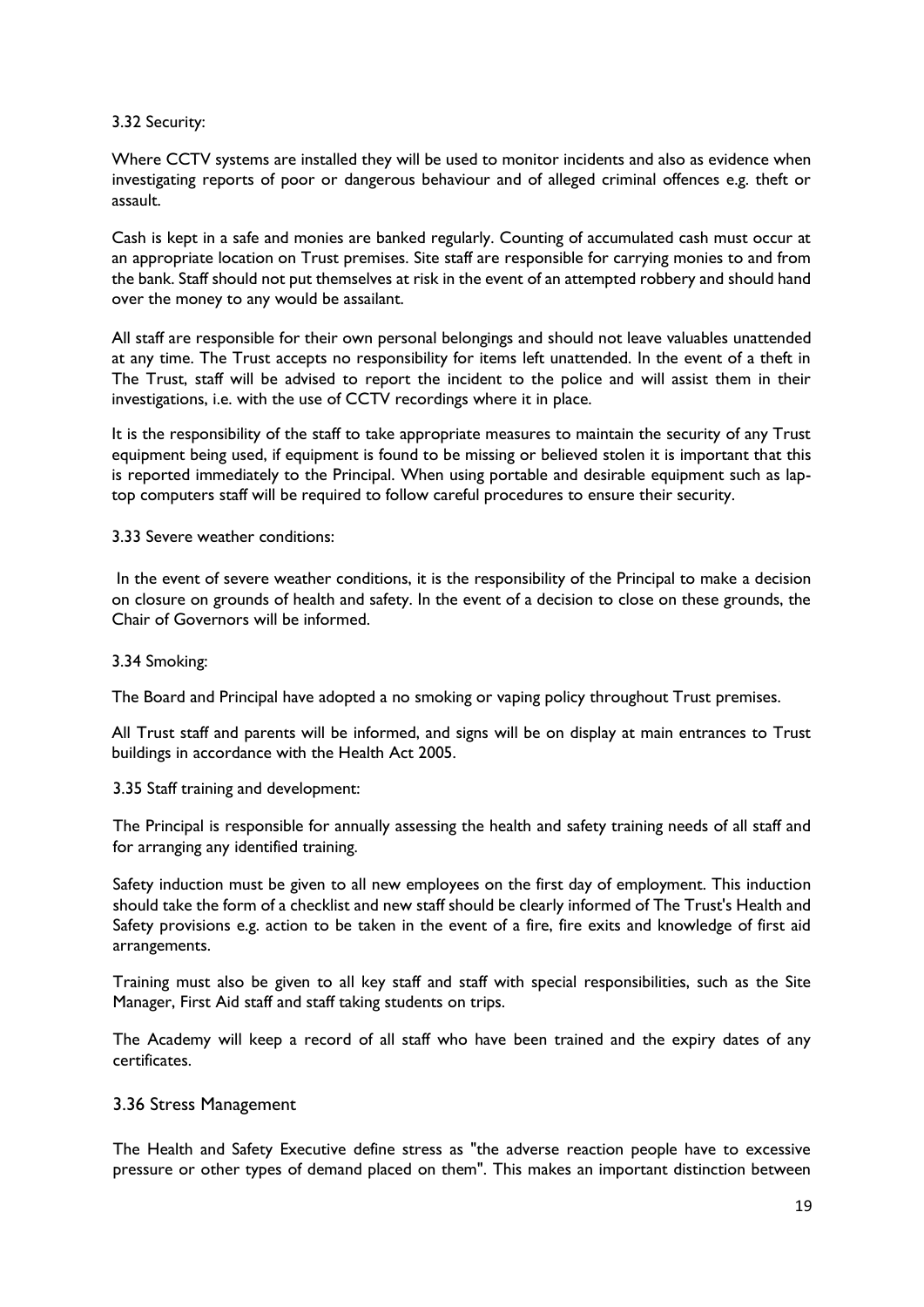### 3.32 Security:

Where CCTV systems are installed they will be used to monitor incidents and also as evidence when investigating reports of poor or dangerous behaviour and of alleged criminal offences e.g. theft or assault.

Cash is kept in a safe and monies are banked regularly. Counting of accumulated cash must occur at an appropriate location on Trust premises. Site staff are responsible for carrying monies to and from the bank. Staff should not put themselves at risk in the event of an attempted robbery and should hand over the money to any would be assailant.

All staff are responsible for their own personal belongings and should not leave valuables unattended at any time. The Trust accepts no responsibility for items left unattended. In the event of a theft in The Trust, staff will be advised to report the incident to the police and will assist them in their investigations, i.e. with the use of CCTV recordings where it in place.

It is the responsibility of the staff to take appropriate measures to maintain the security of any Trust equipment being used, if equipment is found to be missing or believed stolen it is important that this is reported immediately to the Principal. When using portable and desirable equipment such as lap-top computers staff will be required to follow careful procedures to ensure their security.

### 3.33 Severe weather conditions:

In the event of severe weather conditions, it is the responsibility of the Principal to make a decision on closure on grounds of health and safety. In the event of a decision to close on these grounds, the Chair of Governors will be informed.

### 3.34 Smoking:

The Board and Principal have adopted a no smoking or vaping policy throughout Trust premises.

All Trust staff and parents will be informed, and signs will be on display at main entrances to Trust buildings in accordance with the Health Act 2005.

### 3.35 Staff training and development:

The Principal is responsible for annually assessing the health and safety training needs of all staff and for arranging any identified training.

Safety induction must be given to all new employees on the first day of employment. This induction should take the form of a checklist and new staff should be clearly informed of The Trust's Health and Safety provisions e.g. action to be taken in the event of a fire, fire exits and knowledge of first aid arrangements.

Training must also be given to all key staff and staff with special responsibilities, such as the Site Manager, First Aid staff and staff taking students on trips.

The Academy will keep a record of all staff who have been trained and the expiry dates of any certificates.

### 3.36 Stress Management

The Health and Safety Executive define stress as "the adverse reaction people have to excessive pressure or other types of demand placed on them". This makes an important distinction between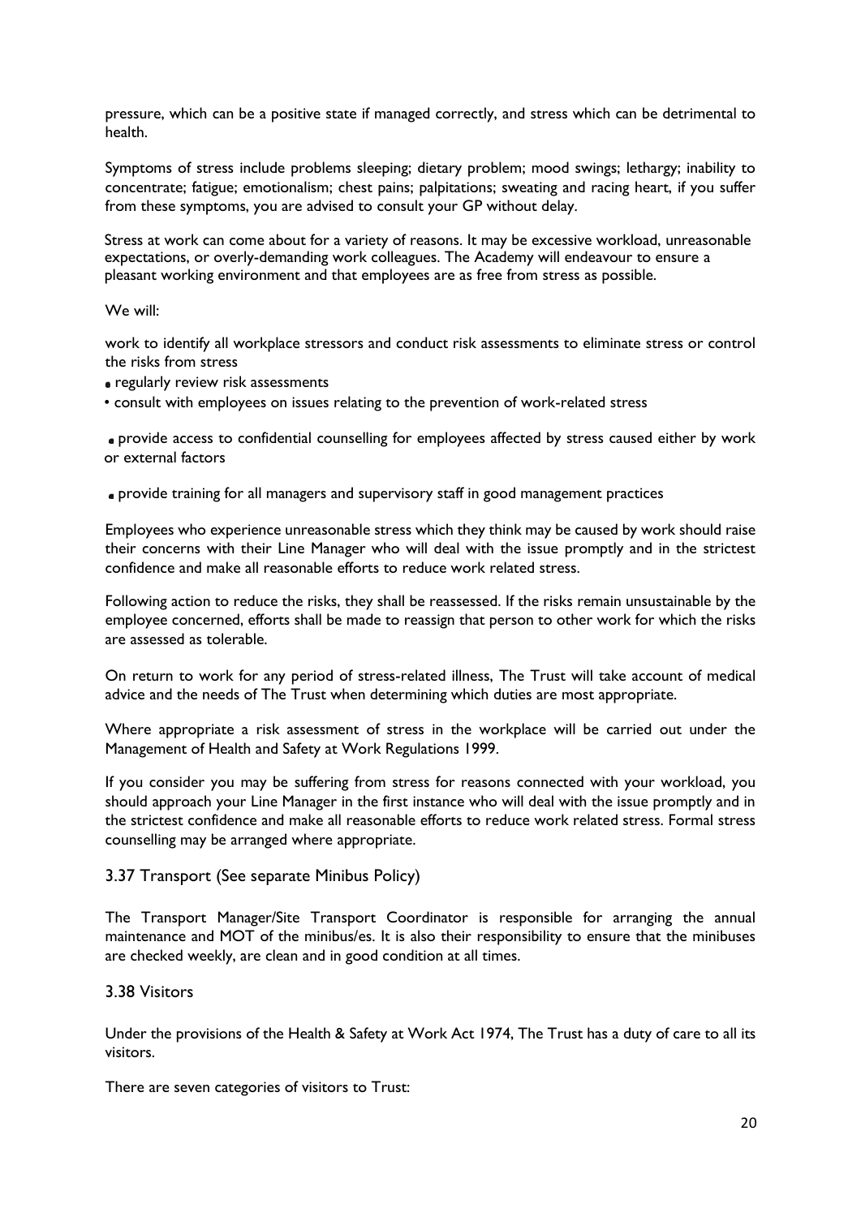pressure, which can be a positive state if managed correctly, and stress which can be detrimental to health.

Symptoms of stress include problems sleeping; dietary problem; mood swings; lethargy; inability to concentrate; fatigue; emotionalism; chest pains; palpitations; sweating and racing heart, if you suffer from these symptoms, you are advised to consult your GP without delay.

Stress at work can come about for a variety of reasons. It may be excessive workload, unreasonable expectations, or overly-demanding work colleagues. The Academy will endeavour to ensure a pleasant working environment and that employees are as free from stress as possible.

We will:

work to identify all workplace stressors and conduct risk assessments to eliminate stress or control the risks from stress

- regularly review risk assessments
- consult with employees on issues relating to the prevention of work-related stress
- provide access to confidential counselling for employees affected by stress caused either by work or external factors
- provide training for all managers and supervisory staff in good management practices

Employees who experience unreasonable stress which they think may be caused by work should raise their concerns with their Line Manager who will deal with the issue promptly and in the strictest confidence and make all reasonable efforts to reduce work related stress.

Following action to reduce the risks, they shall be reassessed. If the risks remain unsustainable by the employee concerned, efforts shall be made to reassign that person to other work for which the risks are assessed as tolerable.

On return to work for any period of stress-related illness, The Trust will take account of medical advice and the needs of The Trust when determining which duties are most appropriate.

Where appropriate a risk assessment of stress in the workplace will be carried out under the Management of Health and Safety at Work Regulations 1999.

If you consider you may be suffering from stress for reasons connected with your workload, you should approach your Line Manager in the first instance who will deal with the issue promptly and in the strictest confidence and make all reasonable efforts to reduce work related stress. Formal stress counselling may be arranged where appropriate.

### 3.37 Transport (See separate Minibus Policy)

The Transport Manager/Site Transport Coordinator is responsible for arranging the annual maintenance and MOT of the minibus/es. It is also their responsibility to ensure that the minibuses are checked weekly, are clean and in good condition at all times.

### 3.38 Visitors

Under the provisions of the Health & Safety at Work Act 1974, The Trust has a duty of care to all its visitors.

There are seven categories of visitors to Trust: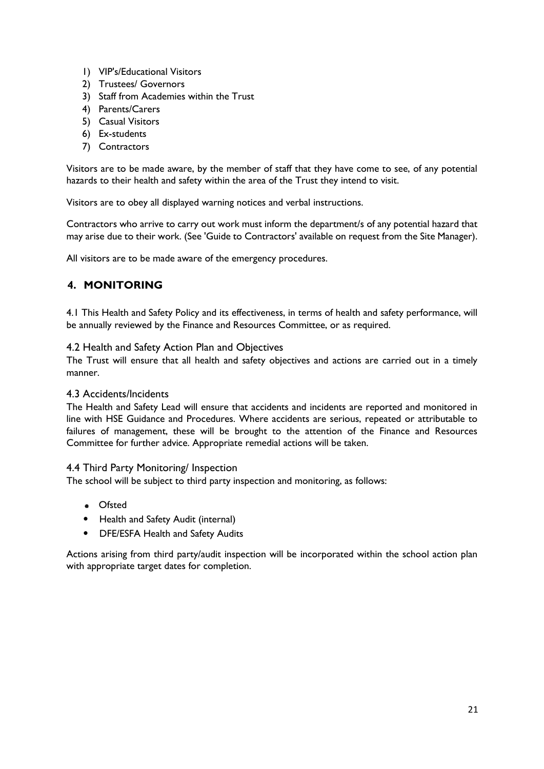1) VIP's/Educational Visitors
2) Trustees/ Governors
3) Staff from Academies within the Trust
4) Parents/Carers
5) Casual Visitors
6) Ex-students
7) Contractors

Visitors are to be made aware, by the member of staff that they have come to see, of any potential hazards to their health and safety within the area of the Trust they intend to visit.

Visitors are to obey all displayed warning notices and verbal instructions.

Contractors who arrive to carry out work must inform the department/s of any potential hazard that may arise due to their work. (See 'Guide to Contractors' available on request from the Site Manager).

All visitors are to be made aware of the emergency procedures.

## 4. MONITORING

4.1 This Health and Safety Policy and its effectiveness, in terms of health and safety performance, will be annually reviewed by the Finance and Resources Committee, or as required.

### 4.2 Health and Safety Action Plan and Objectives

The Trust will ensure that all health and safety objectives and actions are carried out in a timely manner.

### 4.3 Accidents/Incidents

The Health and Safety Lead will ensure that accidents and incidents are reported and monitored in line with HSE Guidance and Procedures. Where accidents are serious, repeated or attributable to failures of management, these will be brought to the attention of the Finance and Resources Committee for further advice. Appropriate remedial actions will be taken.

### 4.4 Third Party Monitoring/ Inspection

The school will be subject to third party inspection and monitoring, as follows:

- Ofsted
- Health and Safety Audit (internal)
- DFE/ESFA Health and Safety Audits

Actions arising from third party/audit inspection will be incorporated within the school action plan with appropriate target dates for completion.